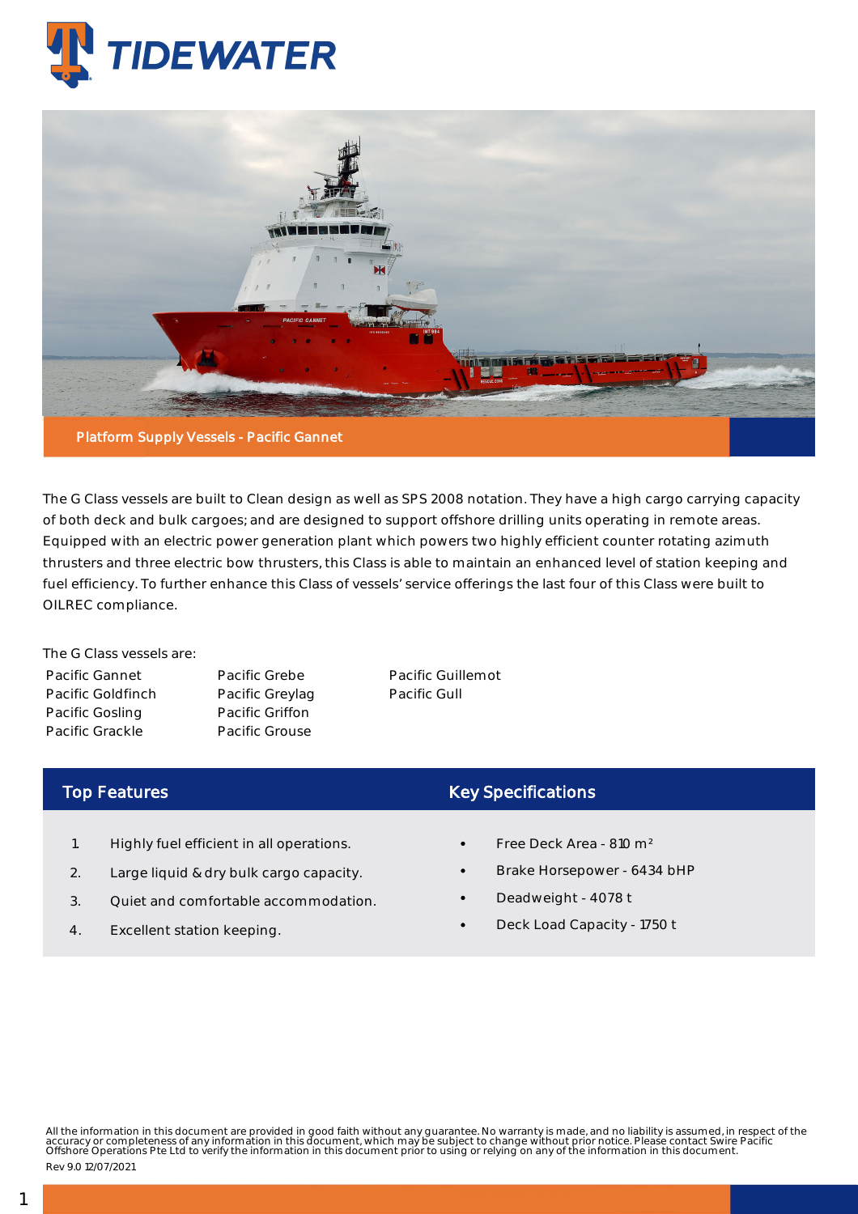# TIDEWATER

## Platform Supply Vessels - Pacific Gannet

The G Class vessels are built to Clean design as well as SPS 2008 notation. They have a high cargo carrying capacity of both deck and bulk cargoes; and are designed to support offshore drilling units operating in remote areas. Equipped with an electric power generation plant which powers two highly efficient counter rotating azimuth thrusters and three electric bow thrusters, this Class is able to maintain an enhanced level of station keeping and fuel efficiency. To further enhance this Class of vessels' service offerings the last four of this Class were built to OILREC compliance.

The G Class vessels are:

- Pacific Gannet
- Pacific Goldfinch
- Pacific Gosling
- Pacific Grackle
- Pacific Grebe
- Pacific Greylag
- Pacific Griffon
- Pacific Grouse
- Pacific Guillemot
- Pacific Gull

## Top Features

1. Highly fuel efficient in all operations.
2. Large liquid & dry bulk cargo capacity.
3. Quiet and comfortable accommodation.
4. Excellent station keeping.

## Key Specifications

- Free Deck Area - 810 m²
- Brake Horsepower - 6434 bHP
- Deadweight - 4078 t
- Deck Load Capacity - 1750 t

All the information in this document are provided in good faith without any guarantee. No warranty is made, and no liability is assumed, in respect of the accuracy or completeness of any information in this document, which may be subject to change without prior notice. Please contact Swire Pacific Offshore Operations Pte Ltd to verify the information in this document prior to using or relying on any of the information in this document.

Rev 9.0 12/07/2021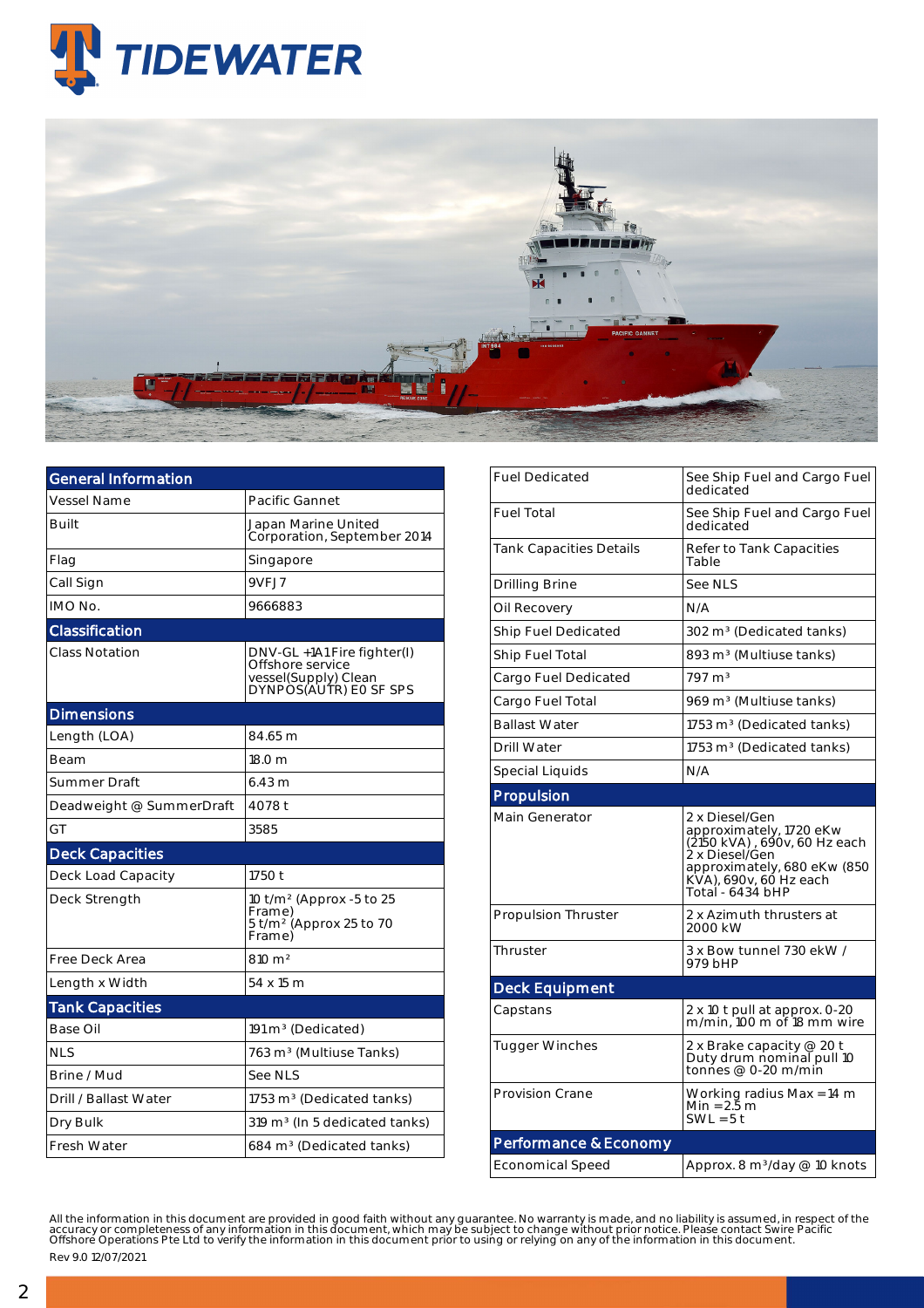## General Information

| | |
|---|---|
| Vessel Name | Pacific Gannet |
| Built | Japan Marine United Corporation, September 2014 |
| Flag | Singapore |
| Call Sign | 9VFJ7 |
| IMO No. | 9666883 |

## Classification

| | |
|---|---|
| Class Notation | DNV-GL +1A1 Fire fighter(I) Offshore service vessel(Supply) Clean DYNPOS(AUTR) E0 SF SPS |

## Dimensions

| | |
|---|---|
| Length (LOA) | 84.65 m |
| Beam | 18.0 m |
| Summer Draft | 6.43 m |
| Deadweight @ SummerDraft | 4078 t |
| GT | 3585 |

## Deck Capacities

| | |
|---|---|
| Deck Load Capacity | 1750 t |
| Deck Strength | 10 t/m² (Approx -5 to 25 Frame) 5 t/m² (Approx 25 to 70 Frame) |
| Free Deck Area | 810 m² |
| Length x Width | 54 x 15 m |

## Tank Capacities

| | |
|---|---|
| Base Oil | 191 m³ (Dedicated) |
| NLS | 763 m³ (Multiuse Tanks) |
| Brine / Mud | See NLS |
| Drill / Ballast Water | 1753 m³ (Dedicated tanks) |
| Dry Bulk | 319 m³ (In 5 dedicated tanks) |
| Fresh Water | 684 m³ (Dedicated tanks) |
| Fuel Dedicated | See Ship Fuel and Cargo Fuel dedicated |
| Fuel Total | See Ship Fuel and Cargo Fuel dedicated |
| Tank Capacities Details | Refer to Tank Capacities Table |
| Drilling Brine | See NLS |
| Oil Recovery | N/A |
| Ship Fuel Dedicated | 302 m³ (Dedicated tanks) |
| Ship Fuel Total | 893 m³ (Multiuse tanks) |
| Cargo Fuel Dedicated | 797 m³ |
| Cargo Fuel Total | 969 m³ (Multiuse tanks) |
| Ballast Water | 1753 m³ (Dedicated tanks) |
| Drill Water | 1753 m³ (Dedicated tanks) |
| Special Liquids | N/A |

## Propulsion

| | |
|---|---|
| Main Generator | 2 x Diesel/Gen approximately, 1720 eKw (2150 kVA), 690v, 60 Hz each 2 x Diesel/Gen approximately, 680 eKw (850 KVA), 690v, 60 Hz each Total - 6434 bHP |
| Propulsion Thruster | 2 x Azimuth thrusters at 2000 kW |
| Thruster | 3 x Bow tunnel 730 ekW / 979 bHP |

## Deck Equipment

| | |
|---|---|
| Capstans | 2 x 10 t pull at approx. 0-20 m/min, 100 m of 18 mm wire |
| Tugger Winches | 2 x Brake capacity @ 20 t Duty drum nominal pull 10 tonnes @ 0-20 m/min |
| Provision Crane | Working radius Max = 14 m Min = 2.5 m SWL = 5 t |

## Performance & Economy

| | |
|---|---|
| Economical Speed | Approx. 8 m³/day @ 10 knots |

All the information in this document are provided in good faith without any guarantee. No warranty is made, and no liability is assumed, in respect of the accuracy or completeness of any information in this document, which may be subject to change without prior notice. Please contact Swire Pacific Offshore Operations Pte Ltd to verify the information in this document prior to using or relying on any of the information in this document.

Rev 9.0 12/07/2021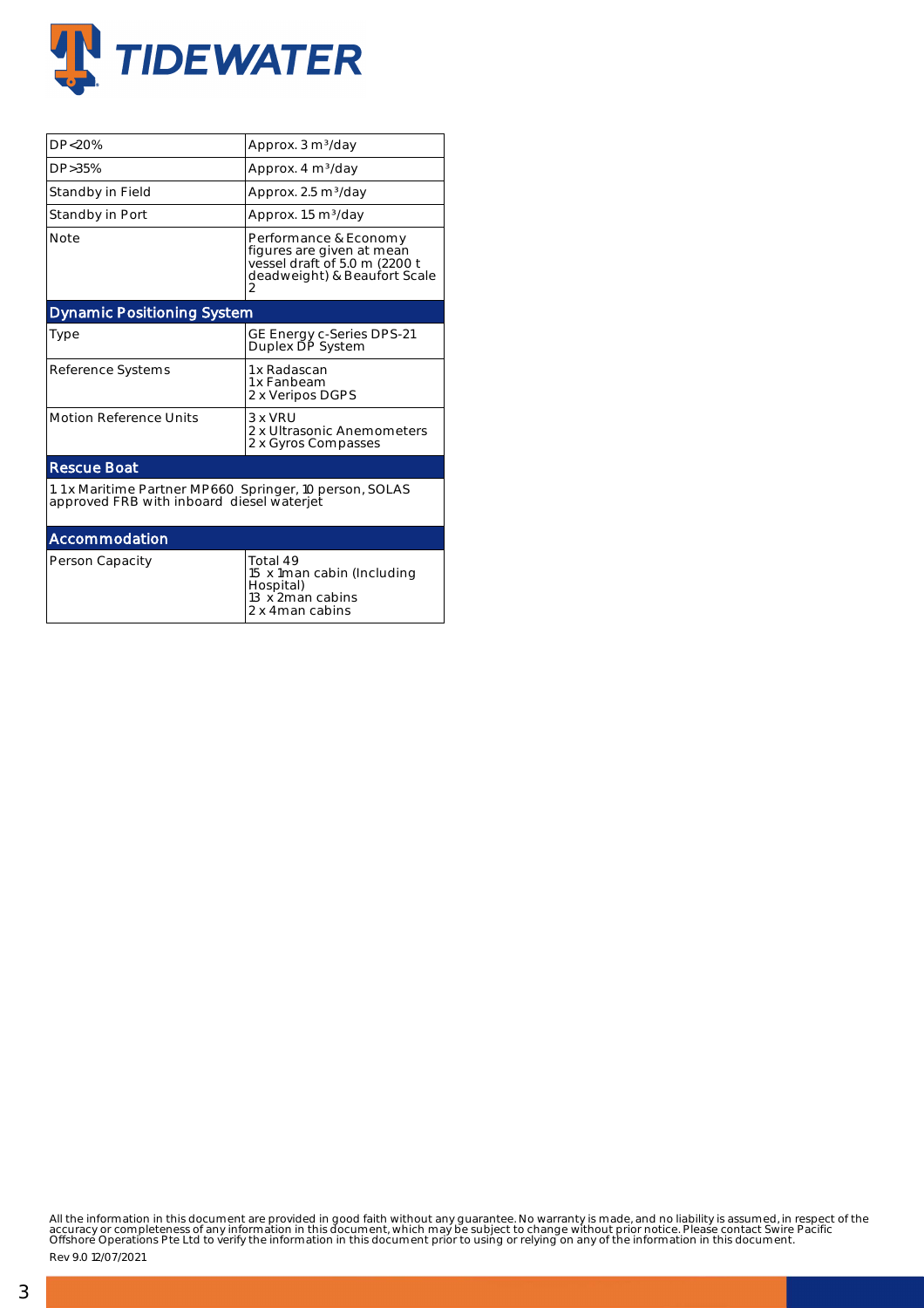| | |
|---|---|
| DP<20% | Approx. 3 m³/day |
| DP>35% | Approx. 4 m³/day |
| Standby in Field | Approx. 2.5 m³/day |
| Standby in Port | Approx. 1.5 m³/day |
| Note | Performance & Economy figures are given at mean vessel draft of 5.0 m (2200 t deadweight) & Beaufort Scale 2 |

## Dynamic Positioning System

| | |
|---|---|
| Type | GE Energy c-Series DPS-21 Duplex DP System |
| Reference Systems | 1x Radascan<br>1x Fanbeam<br>2 x Veripos DGPS |
| Motion Reference Units | 3 x VRU<br>2 x Ultrasonic Anemometers<br>2 x Gyros Compasses |

## Rescue Boat

1. 1x Maritime Partner MP660 Springer, 10 person, SOLAS approved FRB with inboard diesel waterjet

## Accommodation

| | |
|---|---|
| Person Capacity | Total 49<br>15 x 1man cabin (Including Hospital)<br>13 x 2man cabins<br>2 x 4man cabins |

All the information in this document are provided in good faith without any guarantee. No warranty is made, and no liability is assumed, in respect of the accuracy or completeness of any information in this document, which may be subject to change without prior notice. Please contact Swire Pacific Offshore Operations Pte Ltd to verify the information in this document prior to using or relying on any of the information in this document.

Rev 9.0 12/07/2021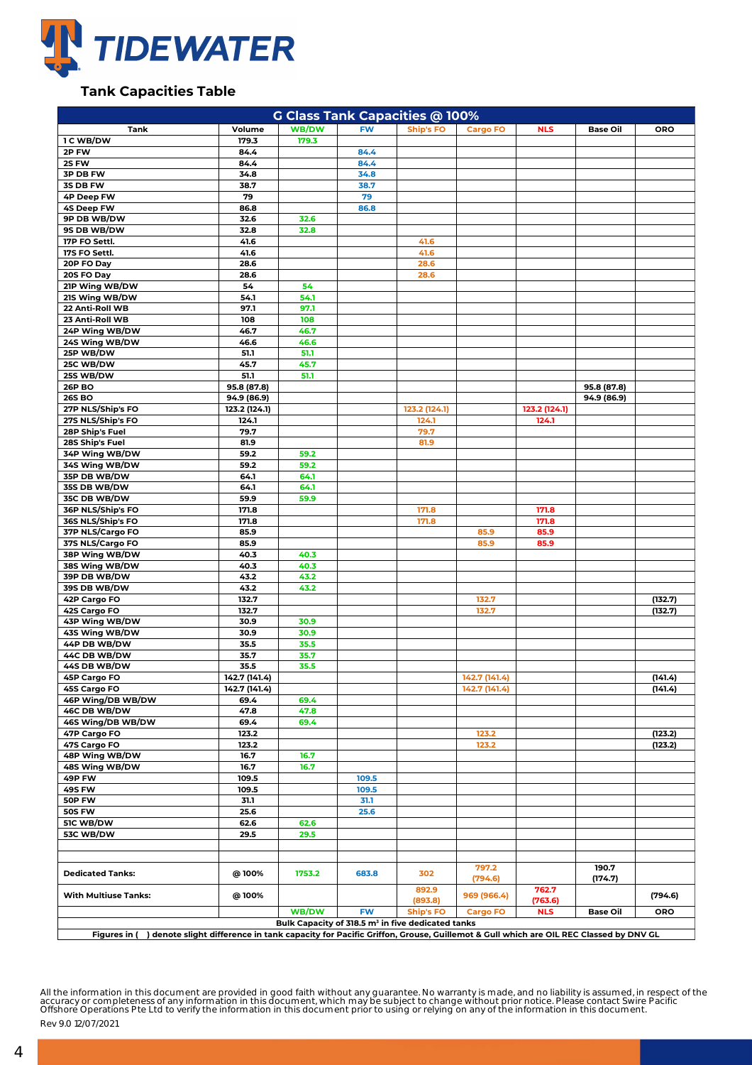## Tank Capacities Table

| G Class Tank Capacities @ 100% | | | | | | | | |
|---|---|---|---|---|---|---|---|---|
| Tank | Volume | WB/DW | FW | Ship's FO | Cargo FO | NLS | Base Oil | ORO |
| 1 C WB/DW | 179.3 | 179.3 | | | | | | |
| 2P FW | 84.4 | | 84.4 | | | | | |
| 2S FW | 84.4 | | 84.4 | | | | | |
| 3P DB FW | 34.8 | | 34.8 | | | | | |
| 3S DB FW | 38.7 | | 38.7 | | | | | |
| 4P Deep FW | 79 | | 79 | | | | | |
| 4S Deep FW | 86.8 | | 86.8 | | | | | |
| 9P DB WB/DW | 32.6 | 32.6 | | | | | | |
| 9S DB WB/DW | 32.8 | 32.8 | | | | | | |
| 17P FO Settl. | 41.6 | | | 41.6 | | | | |
| 17S FO Settl. | 41.6 | | | 41.6 | | | | |
| 20P FO Day | 28.6 | | | 28.6 | | | | |
| 20S FO Day | 28.6 | | | 28.6 | | | | |
| 21P Wing WB/DW | 54 | 54 | | | | | | |
| 21S Wing WB/DW | 54.1 | 54.1 | | | | | | |
| 22 Anti-Roll WB | 97.1 | 97.1 | | | | | | |
| 23 Anti-Roll WB | 108 | 108 | | | | | | |
| 24P Wing WB/DW | 46.7 | 46.7 | | | | | | |
| 24S Wing WB/DW | 46.6 | 46.6 | | | | | | |
| 25P WB/DW | 51.1 | 51.1 | | | | | | |
| 25C WB/DW | 45.7 | 45.7 | | | | | | |
| 25S WB/DW | 51.1 | 51.1 | | | | | | |
| 26P BO | 95.8 (87.8) | | | | | | 95.8 (87.8) | |
| 26S BO | 94.9 (86.9) | | | | | | 94.9 (86.9) | |
| 27P NLS/Ship's FO | 123.2 (124.1) | | | 123.2 (124.1) | | 123.2 (124.1) | | |
| 27S NLS/Ship's FO | 124.1 | | | 124.1 | | 124.1 | | |
| 28P Ship's Fuel | 79.7 | | | 79.7 | | | | |
| 28S Ship's Fuel | 81.9 | | | 81.9 | | | | |
| 34P Wing WB/DW | 59.2 | 59.2 | | | | | | |
| 34S Wing WB/DW | 59.2 | 59.2 | | | | | | |
| 35P DB WB/DW | 64.1 | 64.1 | | | | | | |
| 35S DB WB/DW | 64.1 | 64.1 | | | | | | |
| 35C DB WB/DW | 59.9 | 59.9 | | | | | | |
| 36P NLS/Ship's FO | 171.8 | | | 171.8 | | 171.8 | | |
| 36S NLS/Ship's FO | 171.8 | | | 171.8 | | 171.8 | | |
| 37P NLS/Cargo FO | 85.9 | | | | 85.9 | 85.9 | | |
| 37S NLS/Cargo FO | 85.9 | | | | 85.9 | 85.9 | | |
| 38P Wing WB/DW | 40.3 | 40.3 | | | | | | |
| 38S Wing WB/DW | 40.3 | 40.3 | | | | | | |
| 39P DB WB/DW | 43.2 | 43.2 | | | | | | |
| 39S DB WB/DW | 43.2 | 43.2 | | | | | | |
| 42P Cargo FO | 132.7 | | | | 132.7 | | | (132.7) |
| 42S Cargo FO | 132.7 | | | | 132.7 | | | (132.7) |
| 43P Wing WB/DW | 30.9 | 30.9 | | | | | | |
| 43S Wing WB/DW | 30.9 | 30.9 | | | | | | |
| 44P DB WB/DW | 35.5 | 35.5 | | | | | | |
| 44C DB WB/DW | 35.7 | 35.7 | | | | | | |
| 44S DB WB/DW | 35.5 | 35.5 | | | | | | |
| 45P Cargo FO | 142.7 (141.4) | | | | 142.7 (141.4) | | | (141.4) |
| 45S Cargo FO | 142.7 (141.4) | | | | 142.7 (141.4) | | | (141.4) |
| 46P Wing/DB WB/DW | 69.4 | 69.4 | | | | | | |
| 46C DB WB/DW | 47.8 | 47.8 | | | | | | |
| 46S Wing/DB WB/DW | 69.4 | 69.4 | | | | | | |
| 47P Cargo FO | 123.2 | | | | 123.2 | | | (123.2) |
| 47S Cargo FO | 123.2 | | | | 123.2 | | | (123.2) |
| 48P Wing WB/DW | 16.7 | 16.7 | | | | | | |
| 48S Wing WB/DW | 16.7 | 16.7 | | | | | | |
| 49P FW | 109.5 | | 109.5 | | | | | |
| 49S FW | 109.5 | | 109.5 | | | | | |
| 50P FW | 31.1 | | 31.1 | | | | | |
| 50S FW | 25.6 | | 25.6 | | | | | |
| 51C WB/DW | 62.6 | 62.6 | | | | | | |
| 53C WB/DW | 29.5 | 29.5 | | | | | | |
| | | | | | | | | |
| | | | | | | | | |
| **Dedicated Tanks:** | @ 100% | 1753.2 | 683.8 | 302 | 797.2 (794.6) | | 190.7 (174.7) | |
| **With Multiuse Tanks:** | @ 100% | | | 892.9 (893.8) | 969 (966.4) | 762.7 (763.6) | | (794.6) |
| | | WB/DW | FW | Ship's FO | Cargo FO | NLS | Base Oil | ORO |
| Bulk Capacity of 318.5 m³ in five dedicated tanks | | | | | | | | |
| Figures in ( ) denote slight difference in tank capacity for Pacific Griffon, Grouse, Guillemot & Gull which are OIL REC Classed by DNV GL | | | | | | | | |

All the information in this document are provided in good faith without any guarantee. No warranty is made, and no liability is assumed, in respect of the accuracy or completeness of any information in this document, which may be subject to change without prior notice. Please contact Swire Pacific Offshore Operations Pte Ltd to verify the information in this document prior to using or relying on any of the information in this document.

Rev 9.0 12/07/2021